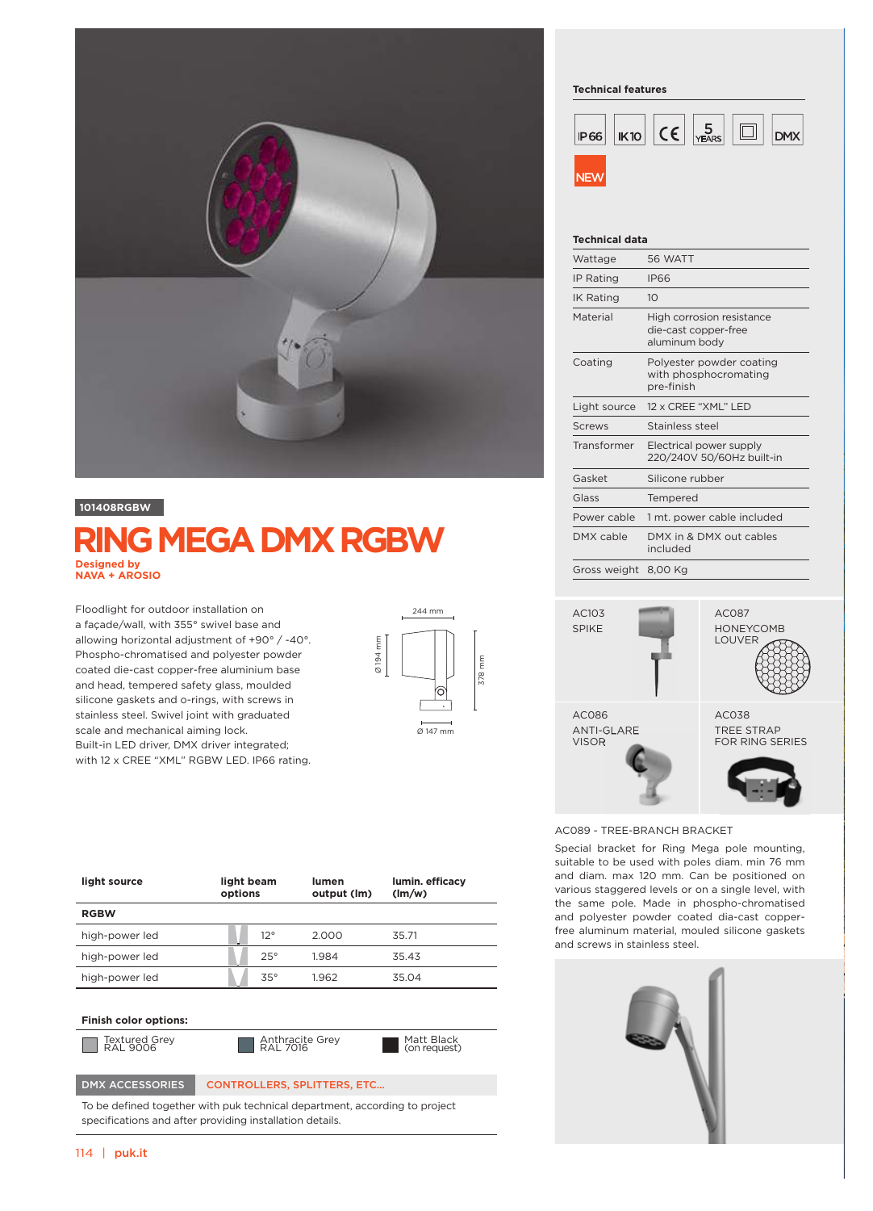101408RGBW

# RING MEGA DMX RGBW

**Designed by**
**NAVA + AROSIO**

Floodlight for outdoor installation on a façade/wall, with 355° swivel base and allowing horizontal adjustment of +90° / -40°. Phospho-chromatised and polyester powder coated die-cast copper-free aluminium base and head, tempered safety glass, moulded silicone gaskets and o-rings, with screws in stainless steel. Swivel joint with graduated scale and mechanical aiming lock. Built-in LED driver, DMX driver integrated; with 12 x CREE "XML" RGBW LED. IP66 rating.

244 mm
Ø 194 mm
378 mm
Ø 147 mm

| light source | light beam options | lumen output (lm) | lumin. efficacy (lm/w) |
|---|---|---|---|
| **RGBW** | | | |
| high-power led | 12° | 2.000 | 35.71 |
| high-power led | 25° | 1.984 | 35.43 |
| high-power led | 35° | 1.962 | 35.04 |

**Finish color options:**

- Textured Grey RAL 9006
- Anthracite Grey RAL 7016
- Matt Black (on request)

**DMX ACCESSORIES** CONTROLLERS, SPLITTERS, ETC...

To be defined together with puk technical department, according to project specifications and after providing installation details.

## Technical features

IP66 | IK10 | CE | 5 YEARS | ▢ | DMX

NEW

## Technical data

| | |
|---|---|
| Wattage | 56 WATT |
| IP Rating | IP66 |
| IK Rating | 10 |
| Material | High corrosion resistance die-cast copper-free aluminum body |
| Coating | Polyester powder coating with phosphochromating pre-finish |
| Light source | 12 x CREE "XML" LED |
| Screws | Stainless steel |
| Transformer | Electrical power supply 220/240V 50/60Hz built-in |
| Gasket | Silicone rubber |
| Glass | Tempered |
| Power cable | 1 mt. power cable included |
| DMX cable | DMX in & DMX out cables included |
| Gross weight | 8,00 Kg |

AC103 SPIKE

AC087 HONEYCOMB LOUVER

AC086 ANTI-GLARE VISOR

AC038 TREE STRAP FOR RING SERIES

AC089 - TREE-BRANCH BRACKET

Special bracket for Ring Mega pole mounting, suitable to be used with poles diam. min 76 mm and diam. max 120 mm. Can be positioned on various staggered levels or on a single level, with the same pole. Made in phospho-chromatised and polyester powder coated dia-cast copper-free aluminum material, mouled silicone gaskets and screws in stainless steel.